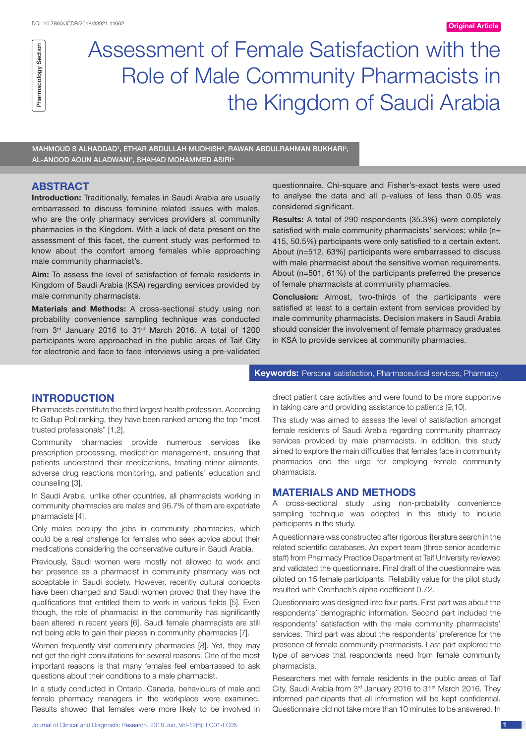DOI: 10.7860/JCDR/2018/33921.11662

Original Article

Pharmacology Section

# Assessment of Female Satisfaction with the Role of Male Community Pharmacists in the Kingdom of Saudi Arabia

MAHMOUD S ALHADDAD[1], ETHAR ABDULLAH MUDHISH[2], RAWAN ABDULRAHMAN BUKHARI[3], AL-ANOOD AOUN ALADWANI[4], SHAHAD MOHAMMED ASIRI[5]

## ABSTRACT

**Introduction:** Traditionally, females in Saudi Arabia are usually embarrassed to discuss feminine related issues with males, who are the only pharmacy services providers at community pharmacies in the Kingdom. With a lack of data present on the assessment of this facet, the current study was performed to know about the comfort among females while approaching male community pharmacist's.

**Aim:** To assess the level of satisfaction of female residents in Kingdom of Saudi Arabia (KSA) regarding services provided by male community pharmacists.

**Materials and Methods:** A cross-sectional study using non probability convenience sampling technique was conducted from 3rd January 2016 to 31st March 2016. A total of 1200 participants were approached in the public areas of Taif City for electronic and face to face interviews using a pre-validated questionnaire. Chi-square and Fisher's-exact tests were used to analyse the data and all p-values of less than 0.05 was considered significant.

**Results:** A total of 290 respondents (35.3%) were completely satisfied with male community pharmacists' services; while (n= 415, 50.5%) participants were only satisfied to a certain extent. About (n=512, 63%) participants were embarrassed to discuss with male pharmacist about the sensitive women requirements. About (n=501, 61%) of the participants preferred the presence of female pharmacists at community pharmacies.

**Conclusion:** Almost, two-thirds of the participants were satisfied at least to a certain extent from services provided by male community pharmacists. Decision makers in Saudi Arabia should consider the involvement of female pharmacy graduates in KSA to provide services at community pharmacies.

**Keywords:** Personal satisfaction, Pharmaceutical services, Pharmacy

## INTRODUCTION

Pharmacists constitute the third largest health profession. According to Gallup Poll ranking, they have been ranked among the top "most trusted professionals" [1,2].

Community pharmacies provide numerous services like prescription processing, medication management, ensuring that patients understand their medications, treating minor ailments, adverse drug reactions monitoring, and patients' education and counseling [3].

In Saudi Arabia, unlike other countries, all pharmacists working in community pharmacies are males and 96.7% of them are expatriate pharmacists [4].

Only males occupy the jobs in community pharmacies, which could be a real challenge for females who seek advice about their medications considering the conservative culture in Saudi Arabia.

Previously, Saudi women were mostly not allowed to work and her presence as a pharmacist in community pharmacy was not acceptable in Saudi society. However, recently cultural concepts have been changed and Saudi women proved that they have the qualifications that entitled them to work in various fields [5]. Even though, the role of pharmacist in the community has significantly been altered in recent years [6]. Saudi female pharmacists are still not being able to gain their places in community pharmacies [7].

Women frequently visit community pharmacies [8]. Yet, they may not get the right consultations for several reasons. One of the most important reasons is that many females feel embarrassed to ask questions about their conditions to a male pharmacist.

In a study conducted in Ontario, Canada, behaviours of male and female pharmacy managers in the workplace were examined. Results showed that females were more likely to be involved in direct patient care activities and were found to be more supportive in taking care and providing assistance to patients [9,10].

This study was aimed to assess the level of satisfaction amongst female residents of Saudi Arabia regarding community pharmacy services provided by male pharmacists. In addition, this study aimed to explore the main difficulties that females face in community pharmacies and the urge for employing female community pharmacists.

## MATERIALS AND METHODS

A cross-sectional study using non-probability convenience sampling technique was adopted in this study to include participants in the study.

A questionnaire was constructed after rigorous literature search in the related scientific databases. An expert team (three senior academic staff) from Pharmacy Practice Department at Taif University reviewed and validated the questionnaire. Final draft of the questionnaire was piloted on 15 female participants. Reliability value for the pilot study resulted with Cronbach's alpha coefficient 0.72.

Questionnaire was designed into four parts. First part was about the respondents' demographic information. Second part included the respondents' satisfaction with the male community pharmacists' services. Third part was about the respondents' preference for the presence of female community pharmacists. Last part explored the type of services that respondents need from female community pharmacists.

Researchers met with female residents in the public areas of Taif City, Saudi Arabia from 3rd January 2016 to 31st March 2016. They informed participants that all information will be kept confidential. Questionnaire did not take more than 10 minutes to be answered. In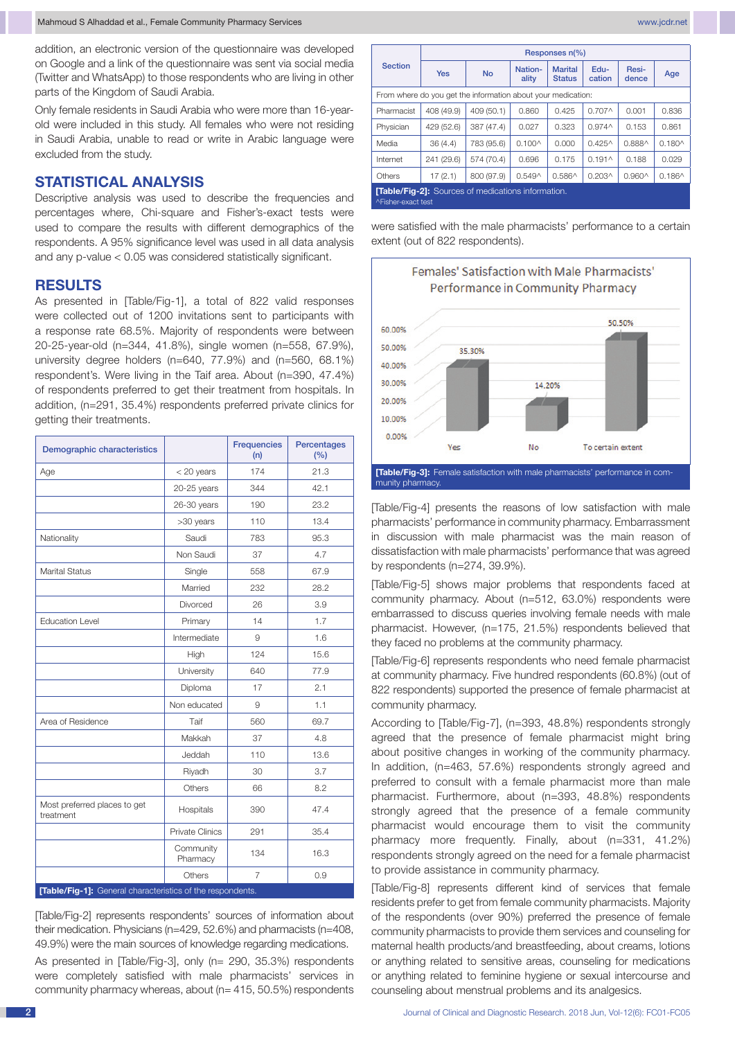addition, an electronic version of the questionnaire was developed on Google and a link of the questionnaire was sent via social media (Twitter and WhatsApp) to those respondents who are living in other parts of the Kingdom of Saudi Arabia.

Only female residents in Saudi Arabia who were more than 16-year-old were included in this study. All females who were not residing in Saudi Arabia, unable to read or write in Arabic language were excluded from the study.

## STATISTICAL ANALYSIS

Descriptive analysis was used to describe the frequencies and percentages where, Chi-square and Fisher's-exact tests were used to compare the results with different demographics of the respondents. A 95% significance level was used in all data analysis and any p-value < 0.05 was considered statistically significant.

## RESULTS

As presented in [Table/Fig-1], a total of 822 valid responses were collected out of 1200 invitations sent to participants with a response rate 68.5%. Majority of respondents were between 20-25-year-old (n=344, 41.8%), single women (n=558, 67.9%), university degree holders (n=640, 77.9%) and (n=560, 68.1%) respondent's. Were living in the Taif area. About (n=390, 47.4%) of respondents preferred to get their treatment from hospitals. In addition, (n=291, 35.4%) respondents preferred private clinics for getting their treatments.

| Demographic characteristics | | Frequencies (n) | Percentages (%) |
|---|---|---|---|
| Age | < 20 years | 174 | 21.3 |
| | 20-25 years | 344 | 42.1 |
| | 26-30 years | 190 | 23.2 |
| | >30 years | 110 | 13.4 |
| Nationality | Saudi | 783 | 95.3 |
| | Non Saudi | 37 | 4.7 |
| Marital Status | Single | 558 | 67.9 |
| | Married | 232 | 28.2 |
| | Divorced | 26 | 3.9 |
| Education Level | Primary | 14 | 1.7 |
| | Intermediate | 9 | 1.6 |
| | High | 124 | 15.6 |
| | University | 640 | 77.9 |
| | Diploma | 17 | 2.1 |
| | Non educated | 9 | 1.1 |
| Area of Residence | Taif | 560 | 69.7 |
| | Makkah | 37 | 4.8 |
| | Jeddah | 110 | 13.6 |
| | Riyadh | 30 | 3.7 |
| | Others | 66 | 8.2 |
| Most preferred places to get treatment | Hospitals | 390 | 47.4 |
| | Private Clinics | 291 | 35.4 |
| | Community Pharmacy | 134 | 16.3 |
| | Others | 7 | 0.9 |

[Table/Fig-1]: General characteristics of the respondents.

[Table/Fig-2] represents respondents' sources of information about their medication. Physicians (n=429, 52.6%) and pharmacists (n=408, 49.9%) were the main sources of knowledge regarding medications.

As presented in [Table/Fig-3], only (n= 290, 35.3%) respondents were completely satisfied with male pharmacists' services in community pharmacy whereas, about (n= 415, 50.5%) respondents were satisfied with the male pharmacists' performance to a certain extent (out of 822 respondents).

| Section | Responses n(%) | | | | | | |
|---|---|---|---|---|---|---|---|
| | Yes | No | Nationality | Marital Status | Education | Residence | Age |
| From where do you get the information about your medication: | | | | | | | |
| Pharmacist | 408 (49.9) | 409 (50.1) | 0.860 | 0.425 | 0.707^ | 0.001 | 0.836 |
| Physician | 429 (52.6) | 387 (47.4) | 0.027 | 0.323 | 0.974^ | 0.153 | 0.861 |
| Media | 36 (4.4) | 783 (95.6) | 0.100^ | 0.000 | 0.425^ | 0.888^ | 0.180^ |
| Internet | 241 (29.6) | 574 (70.4) | 0.696 | 0.175 | 0.191^ | 0.188 | 0.029 |
| Others | 17 (2.1) | 800 (97.9) | 0.549^ | 0.586^ | 0.203^ | 0.960^ | 0.186^ |

[Table/Fig-2]: Sources of medications information.
^Fisher-exact test

[Table/Fig-3]: Female satisfaction with male pharmacists' performance in community pharmacy.

[Table/Fig-4] presents the reasons of low satisfaction with male pharmacists' performance in community pharmacy. Embarrassment in discussion with male pharmacist was the main reason of dissatisfaction with male pharmacists' performance that was agreed by respondents (n=274, 39.9%).

[Table/Fig-5] shows major problems that respondents faced at community pharmacy. About (n=512, 63.0%) respondents were embarrassed to discuss queries involving female needs with male pharmacist. However, (n=175, 21.5%) respondents believed that they faced no problems at the community pharmacy.

[Table/Fig-6] represents respondents who need female pharmacist at community pharmacy. Five hundred respondents (60.8%) (out of 822 respondents) supported the presence of female pharmacist at community pharmacy.

According to [Table/Fig-7], (n=393, 48.8%) respondents strongly agreed that the presence of female pharmacist might bring about positive changes in working of the community pharmacy. In addition, (n=463, 57.6%) respondents strongly agreed and preferred to consult with a female pharmacist more than male pharmacist. Furthermore, about (n=393, 48.8%) respondents strongly agreed that the presence of a female community pharmacist would encourage them to visit the community pharmacy more frequently. Finally, about (n=331, 41.2%) respondents strongly agreed on the need for a female pharmacist to provide assistance in community pharmacy.

[Table/Fig-8] represents different kind of services that female residents prefer to get from female community pharmacists. Majority of the respondents (over 90%) preferred the presence of female community pharmacists to provide them services and counseling for maternal health products/and breastfeeding, about creams, lotions or anything related to sensitive areas, counseling for medications or anything related to feminine hygiene or sexual intercourse and counseling about menstrual problems and its analgesics.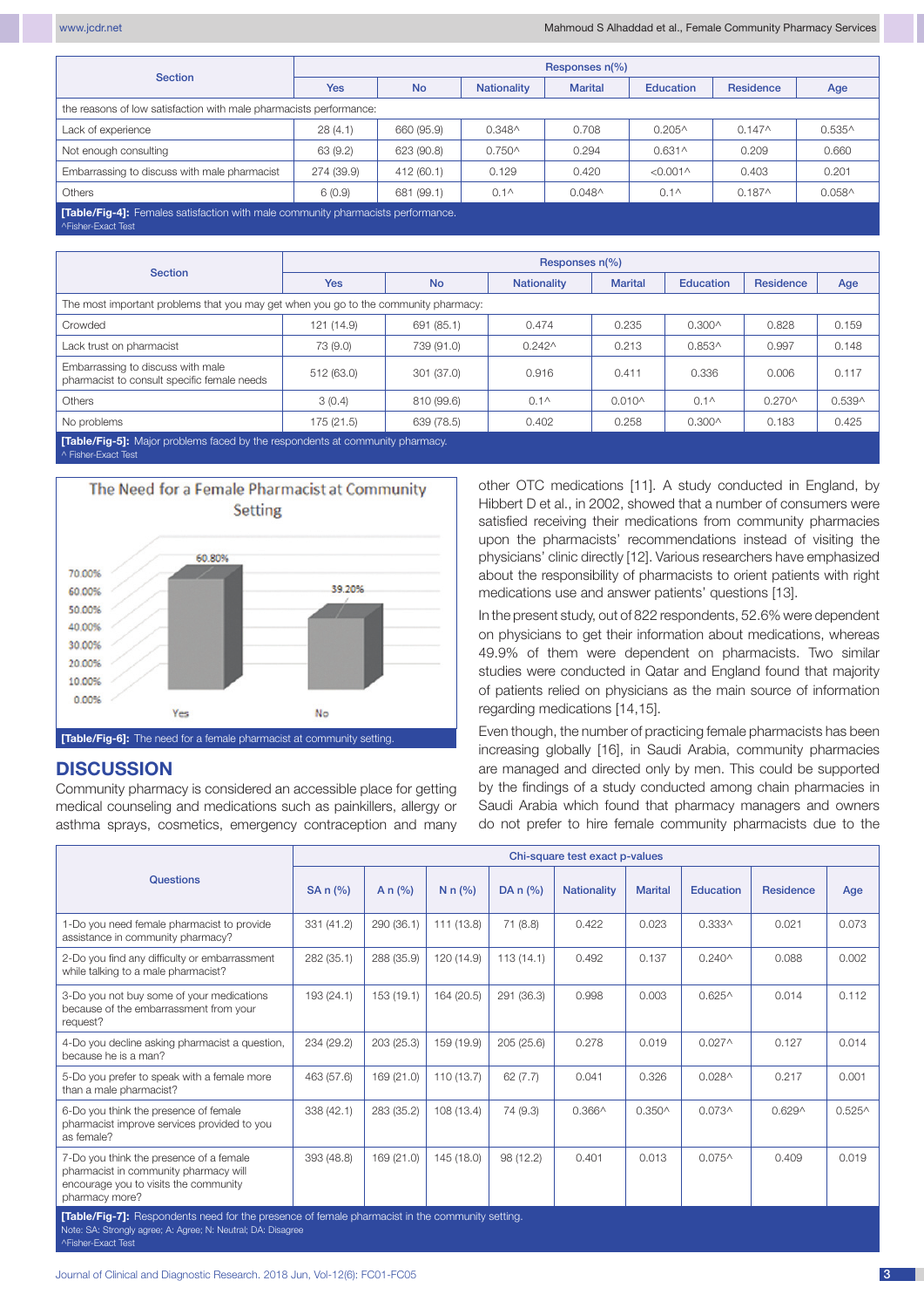| Section | Responses n(%) | | | | | | |
|---|---|---|---|---|---|---|---|
| | Yes | No | Nationality | Marital | Education | Residence | Age |
| the reasons of low satisfaction with male pharmacists performance: | | | | | | | |
| Lack of experience | 28 (4.1) | 660 (95.9) | 0.348^ | 0.708 | 0.205^ | 0.147^ | 0.535^ |
| Not enough consulting | 63 (9.2) | 623 (90.8) | 0.750^ | 0.294 | 0.631^ | 0.209 | 0.660 |
| Embarrassing to discuss with male pharmacist | 274 (39.9) | 412 (60.1) | 0.129 | 0.420 | <0.001^ | 0.403 | 0.201 |
| Others | 6 (0.9) | 681 (99.1) | 0.1^ | 0.048^ | 0.1^ | 0.187^ | 0.058^ |

**[Table/Fig-4]:** Females satisfaction with male community pharmacists performance.
^Fisher-Exact Test

| Section | Responses n(%) | | | | | | |
|---|---|---|---|---|---|---|---|
| | Yes | No | Nationality | Marital | Education | Residence | Age |
| The most important problems that you may get when you go to the community pharmacy: | | | | | | | |
| Crowded | 121 (14.9) | 691 (85.1) | 0.474 | 0.235 | 0.300^ | 0.828 | 0.159 |
| Lack trust on pharmacist | 73 (9.0) | 739 (91.0) | 0.242^ | 0.213 | 0.853^ | 0.997 | 0.148 |
| Embarrassing to discuss with male pharmacist to consult specific female needs | 512 (63.0) | 301 (37.0) | 0.916 | 0.411 | 0.336 | 0.006 | 0.117 |
| Others | 3 (0.4) | 810 (99.6) | 0.1^ | 0.010^ | 0.1^ | 0.270^ | 0.539^ |
| No problems | 175 (21.5) | 639 (78.5) | 0.402 | 0.258 | 0.300^ | 0.183 | 0.425 |

**[Table/Fig-5]:** Major problems faced by the respondents at community pharmacy.
^ Fisher-Exact Test

**[Table/Fig-6]:** The need for a female pharmacist at community setting.

## DISCUSSION

Community pharmacy is considered an accessible place for getting medical counseling and medications such as painkillers, allergy or asthma sprays, cosmetics, emergency contraception and many other OTC medications [11]. A study conducted in England, by Hibbert D et al., in 2002, showed that a number of consumers were satisfied receiving their medications from community pharmacies upon the pharmacists' recommendations instead of visiting the physicians' clinic directly [12]. Various researchers have emphasized about the responsibility of pharmacists to orient patients with right medications use and answer patients' questions [13].

In the present study, out of 822 respondents, 52.6% were dependent on physicians to get their information about medications, whereas 49.9% of them were dependent on pharmacists. Two similar studies were conducted in Qatar and England found that majority of patients relied on physicians as the main source of information regarding medications [14,15].

Even though, the number of practicing female pharmacists has been increasing globally [16], in Saudi Arabia, community pharmacies are managed and directed only by men. This could be supported by the findings of a study conducted among chain pharmacies in Saudi Arabia which found that pharmacy managers and owners do not prefer to hire female community pharmacists due to the

| Questions | SA n (%) | A n (%) | N n (%) | DA n (%) | Chi-square test exact p-values | | | | |
|---|---|---|---|---|---|---|---|---|---|
| | | | | | Nationality | Marital | Education | Residence | Age |
| 1-Do you need female pharmacist to provide assistance in community pharmacy? | 331 (41.2) | 290 (36.1) | 111 (13.8) | 71 (8.8) | 0.422 | 0.023 | 0.333^ | 0.021 | 0.073 |
| 2-Do you find any difficulty or embarrassment while talking to a male pharmacist? | 282 (35.1) | 288 (35.9) | 120 (14.9) | 113 (14.1) | 0.492 | 0.137 | 0.240^ | 0.088 | 0.002 |
| 3-Do you not buy some of your medications because of the embarrassment from your request? | 193 (24.1) | 153 (19.1) | 164 (20.5) | 291 (36.3) | 0.998 | 0.003 | 0.625^ | 0.014 | 0.112 |
| 4-Do you decline asking pharmacist a question, because he is a man? | 234 (29.2) | 203 (25.3) | 159 (19.9) | 205 (25.6) | 0.278 | 0.019 | 0.027^ | 0.127 | 0.014 |
| 5-Do you prefer to speak with a female more than a male pharmacist? | 463 (57.6) | 169 (21.0) | 110 (13.7) | 62 (7.7) | 0.041 | 0.326 | 0.028^ | 0.217 | 0.001 |
| 6-Do you think the presence of female pharmacist improve services provided to you as female? | 338 (42.1) | 283 (35.2) | 108 (13.4) | 74 (9.3) | 0.366^ | 0.350^ | 0.073^ | 0.629^ | 0.525^ |
| 7-Do you think the presence of a female pharmacist in community pharmacy will encourage you to visits the community pharmacy more? | 393 (48.8) | 169 (21.0) | 145 (18.0) | 98 (12.2) | 0.401 | 0.013 | 0.075^ | 0.409 | 0.019 |

**[Table/Fig-7]:** Respondents need for the presence of female pharmacist in the community setting.
Note: SA: Strongly agree; A: Agree; N: Neutral; DA: Disagree
^Fisher-Exact Test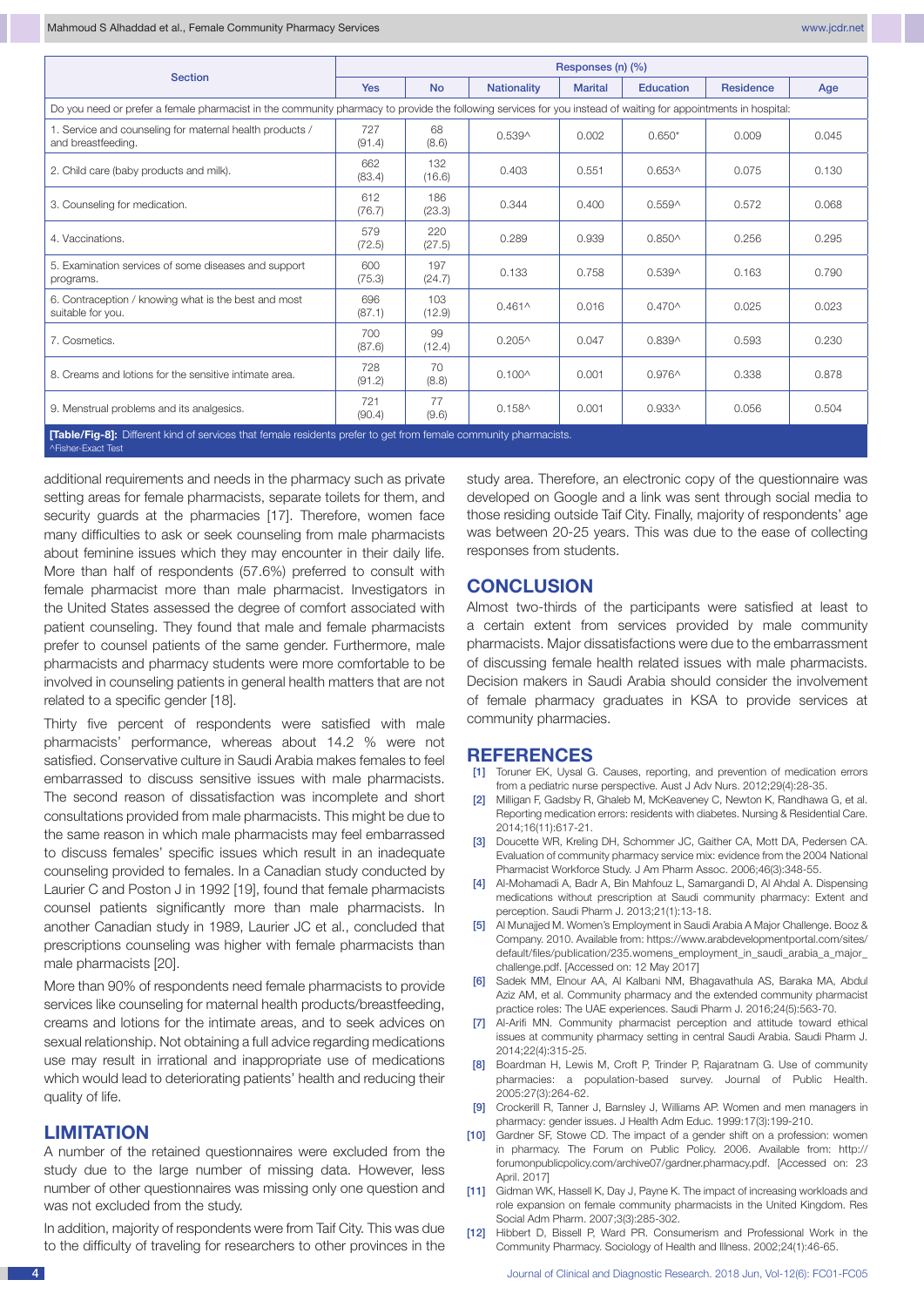| Section | Responses (n) (%) | | | | | | |
|---|---|---|---|---|---|---|---|
| | Yes | No | Nationality | Marital | Education | Residence | Age |
| Do you need or prefer a female pharmacist in the community pharmacy to provide the following services for you instead of waiting for appointments in hospital: | | | | | | | |
| 1. Service and counseling for maternal health products / and breastfeeding. | 727 (91.4) | 68 (8.6) | 0.539^ | 0.002 | 0.650* | 0.009 | 0.045 |
| 2. Child care (baby products and milk). | 662 (83.4) | 132 (16.6) | 0.403 | 0.551 | 0.653^ | 0.075 | 0.130 |
| 3. Counseling for medication. | 612 (76.7) | 186 (23.3) | 0.344 | 0.400 | 0.559^ | 0.572 | 0.068 |
| 4. Vaccinations. | 579 (72.5) | 220 (27.5) | 0.289 | 0.939 | 0.850^ | 0.256 | 0.295 |
| 5. Examination services of some diseases and support programs. | 600 (75.3) | 197 (24.7) | 0.133 | 0.758 | 0.539^ | 0.163 | 0.790 |
| 6. Contraception / knowing what is the best and most suitable for you. | 696 (87.1) | 103 (12.9) | 0.461^ | 0.016 | 0.470^ | 0.025 | 0.023 |
| 7. Cosmetics. | 700 (87.6) | 99 (12.4) | 0.205^ | 0.047 | 0.839^ | 0.593 | 0.230 |
| 8. Creams and lotions for the sensitive intimate area. | 728 (91.2) | 70 (8.8) | 0.100^ | 0.001 | 0.976^ | 0.338 | 0.878 |
| 9. Menstrual problems and its analgesics. | 721 (90.4) | 77 (9.6) | 0.158^ | 0.001 | 0.933^ | 0.056 | 0.504 |

**[Table/Fig-8]:** Different kind of services that female residents prefer to get from female community pharmacists.
^Fisher-Exact Test

additional requirements and needs in the pharmacy such as private setting areas for female pharmacists, separate toilets for them, and security guards at the pharmacies [17]. Therefore, women face many difficulties to ask or seek counseling from male pharmacists about feminine issues which they may encounter in their daily life. More than half of respondents (57.6%) preferred to consult with female pharmacist more than male pharmacist. Investigators in the United States assessed the degree of comfort associated with patient counseling. They found that male and female pharmacists prefer to counsel patients of the same gender. Furthermore, male pharmacists and pharmacy students were more comfortable to be involved in counseling patients in general health matters that are not related to a specific gender [18].

Thirty five percent of respondents were satisfied with male pharmacists' performance, whereas about 14.2 % were not satisfied. Conservative culture in Saudi Arabia makes females to feel embarrassed to discuss sensitive issues with male pharmacists. The second reason of dissatisfaction was incomplete and short consultations provided from male pharmacists. This might be due to the same reason in which male pharmacists may feel embarrassed to discuss females' specific issues which result in an inadequate counseling provided to females. In a Canadian study conducted by Laurier C and Poston J in 1992 [19], found that female pharmacists counsel patients significantly more than male pharmacists. In another Canadian study in 1989, Laurier JC et al., concluded that prescriptions counseling was higher with female pharmacists than male pharmacists [20].

More than 90% of respondents need female pharmacists to provide services like counseling for maternal health products/breastfeeding, creams and lotions for the intimate areas, and to seek advices on sexual relationship. Not obtaining a full advice regarding medications use may result in irrational and inappropriate use of medications which would lead to deteriorating patients' health and reducing their quality of life.

## LIMITATION

A number of the retained questionnaires were excluded from the study due to the large number of missing data. However, less number of other questionnaires was missing only one question and was not excluded from the study.

In addition, majority of respondents were from Taif City. This was due to the difficulty of traveling for researchers to other provinces in the study area. Therefore, an electronic copy of the questionnaire was developed on Google and a link was sent through social media to those residing outside Taif City. Finally, majority of respondents' age was between 20-25 years. This was due to the ease of collecting responses from students.

## CONCLUSION

Almost two-thirds of the participants were satisfied at least to a certain extent from services provided by male community pharmacists. Major dissatisfactions were due to the embarrassment of discussing female health related issues with male pharmacists. Decision makers in Saudi Arabia should consider the involvement of female pharmacy graduates in KSA to provide services at community pharmacies.

## REFERENCES

[1] Toruner EK, Uysal G. Causes, reporting, and prevention of medication errors from a pediatric nurse perspective. Aust J Adv Nurs. 2012;29(4):28-35.

[2] Milligan F, Gadsby R, Ghaleb M, McKeaveney C, Newton K, Randhawa G, et al. Reporting medication errors: residents with diabetes. Nursing & Residential Care. 2014;16(11):617-21.

[3] Doucette WR, Kreling DH, Schommer JC, Gaither CA, Mott DA, Pedersen CA. Evaluation of community pharmacy service mix: evidence from the 2004 National Pharmacist Workforce Study. J Am Pharm Assoc. 2006;46(3):348-55.

[4] Al-Mohamadi A, Badr A, Bin Mahfouz L, Samargandi D, Al Ahdal A. Dispensing medications without prescription at Saudi community pharmacy: Extent and perception. Saudi Pharm J. 2013;21(1):13-18.

[5] Al Munajjed M. Women's Employment in Saudi Arabia A Major Challenge. Booz & Company. 2010. Available from: https://www.arabdevelopmentportal.com/sites/default/files/publication/235.womens_employment_in_saudi_arabia_a_major_challenge.pdf. [Accessed on: 12 May 2017]

[6] Sadek MM, Elnour AA, Al Kalbani NM, Bhagavathula AS, Baraka MA, Abdul Aziz AM, et al. Community pharmacy and the extended community pharmacist practice roles: The UAE experiences. Saudi Pharm J. 2016;24(5):563-70.

[7] Al-Arifi MN. Community pharmacist perception and attitude toward ethical issues at community pharmacy setting in central Saudi Arabia. Saudi Pharm J. 2014;22(4):315-25.

[8] Boardman H, Lewis M, Croft P, Trinder P, Rajaratnam G. Use of community pharmacies: a population-based survey. Journal of Public Health. 2005:27(3):264-62.

[9] Crockerill R, Tanner J, Barnsley J, Williams AP. Women and men managers in pharmacy: gender issues. J Health Adm Educ. 1999:17(3):199-210.

[10] Gardner SF, Stowe CD. The impact of a gender shift on a profession: women in pharmacy. The Forum on Public Policy. 2006. Available from: http://forumonpublicpolicy.com/archive07/gardner.pharmacy.pdf. [Accessed on: 23 April. 2017]

[11] Gidman WK, Hassell K, Day J, Payne K. The impact of increasing workloads and role expansion on female community pharmacists in the United Kingdom. Res Social Adm Pharm. 2007;3(3):285-302.

[12] Hibbert D, Bissell P, Ward PR. Consumerism and Professional Work in the Community Pharmacy. Sociology of Health and Illness. 2002;24(1):46-65.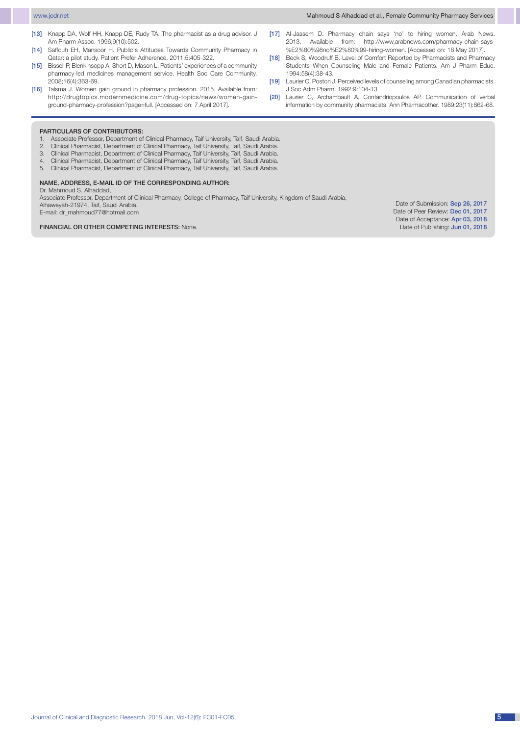[13] Knapp DA, Wolf HH, Knapp DE, Rudy TA. The pharmacist as a drug advisor. J Am Pharm Assoc. 1996;9(10):502.

[14] Saffouh EH, Mansoor H. Public's Attitudes Towards Community Pharmacy in Qatar: a pilot study. Patient Prefer Adherence. 2011;5:405-322.

[15] Bissell P, Blenkinsopp A, Short D, Mason L. Patients' experiences of a community pharmacy-led medicines management service. Health Soc Care Community. 2008;16(4):363-69.

[16] Talsma J. Women gain ground in pharmacy profession. 2015. Available from: http://drugtopics.modernmedicine.com/drug-topics/news/women-gain-ground-pharmacy-profession?page=full. [Accessed on: 7 April 2017].

[17] Al-Jassem D. Pharmacy chain says 'no' to hiring women. Arab News. 2013. Available from: http://www.arabnews.com/pharmacy-chain-says-%E2%80%98no%E2%80%99-hiring-women. [Accessed on: 18 May 2017].

[18] Beck S, Woodruff B. Level of Comfort Reported by Pharmacists and Pharmacy Students When Counseling Male and Female Patients. Am J Pharm Educ. 1994;58(4):38-43.

[19] Laurier C, Poston J. Perceived levels of counseling among Canadian pharmacists. J Soc Adm Pharm. 1992:9:104-13

[20] Laurier C, Archambault A, Contandriopoulos AP. Communication of verbal information by community pharmacists. Ann Pharmacother. 1989;23(11):862-68.

**PARTICULARS OF CONTRIBUTORS:**

1. Associate Professor, Department of Clinical Pharmacy, Taif University, Taif, Saudi Arabia.
2. Clinical Pharmacist, Department of Clinical Pharmacy, Taif University, Taif, Saudi Arabia.
3. Clinical Pharmacist, Department of Clinical Pharmacy, Taif University, Taif, Saudi Arabia.
4. Clinical Pharmacist, Department of Clinical Pharmacy, Taif University, Taif, Saudi Arabia.
5. Clinical Pharmacist, Department of Clinical Pharmacy, Taif University, Taif, Saudi Arabia.

**NAME, ADDRESS, E-MAIL ID OF THE CORRESPONDING AUTHOR:**

Dr. Mahmoud S. Alhaddad,
Associate Professor, Department of Clinical Pharmacy, College of Pharmacy, Taif University, Kingdom of Saudi Arabia,
Alhaweyah-21974, Taif, Saudi Arabia.
E-mail: dr_mahmoud77@hotmail.com

**FINANCIAL OR OTHER COMPETING INTERESTS:** None.

Date of Submission: Sep 26, 2017
Date of Peer Review: Dec 01, 2017
Date of Acceptance: Apr 03, 2018
Date of Publishing: Jun 01, 2018